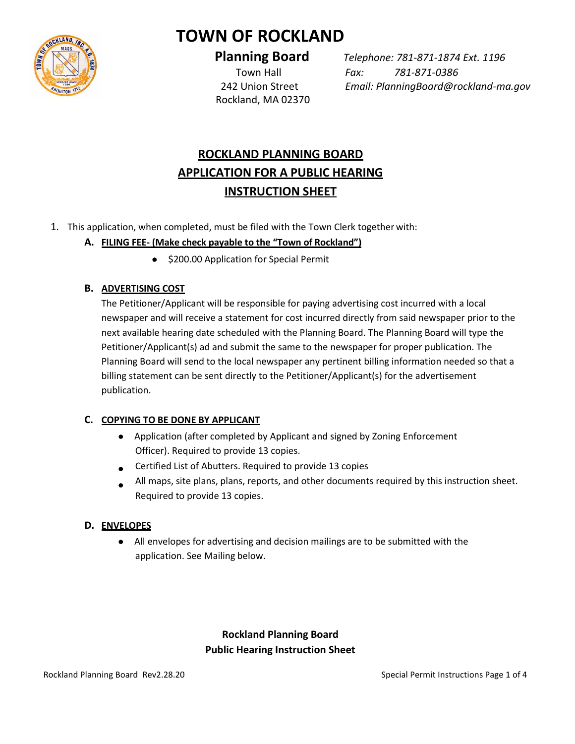# TOWN OF ROCKLAND

**Planning Board**
Town Hall
242 Union Street
Rockland, MA 02370

*Telephone: 781-871-1874 Ext. 1196*
*Fax: 781-871-0386*
*Email: PlanningBoard@rockland-ma.gov*

## ROCKLAND PLANNING BOARD
## APPLICATION FOR A PUBLIC HEARING
## INSTRUCTION SHEET

1. This application, when completed, must be filed with the Town Clerk together with:

   **A. FILING FEE- (Make check payable to the "Town of Rockland")**

   - $200.00 Application for Special Permit

   **B. ADVERTISING COST**

   The Petitioner/Applicant will be responsible for paying advertising cost incurred with a local newspaper and will receive a statement for cost incurred directly from said newspaper prior to the next available hearing date scheduled with the Planning Board. The Planning Board will type the Petitioner/Applicant(s) ad and submit the same to the newspaper for proper publication. The Planning Board will send to the local newspaper any pertinent billing information needed so that a billing statement can be sent directly to the Petitioner/Applicant(s) for the advertisement publication.

   **C. COPYING TO BE DONE BY APPLICANT**

   - Application (after completed by Applicant and signed by Zoning Enforcement Officer). Required to provide 13 copies.
   - Certified List of Abutters. Required to provide 13 copies
   - All maps, site plans, plans, reports, and other documents required by this instruction sheet. Required to provide 13 copies.

   **D. ENVELOPES**

   - All envelopes for advertising and decision mailings are to be submitted with the application. See Mailing below.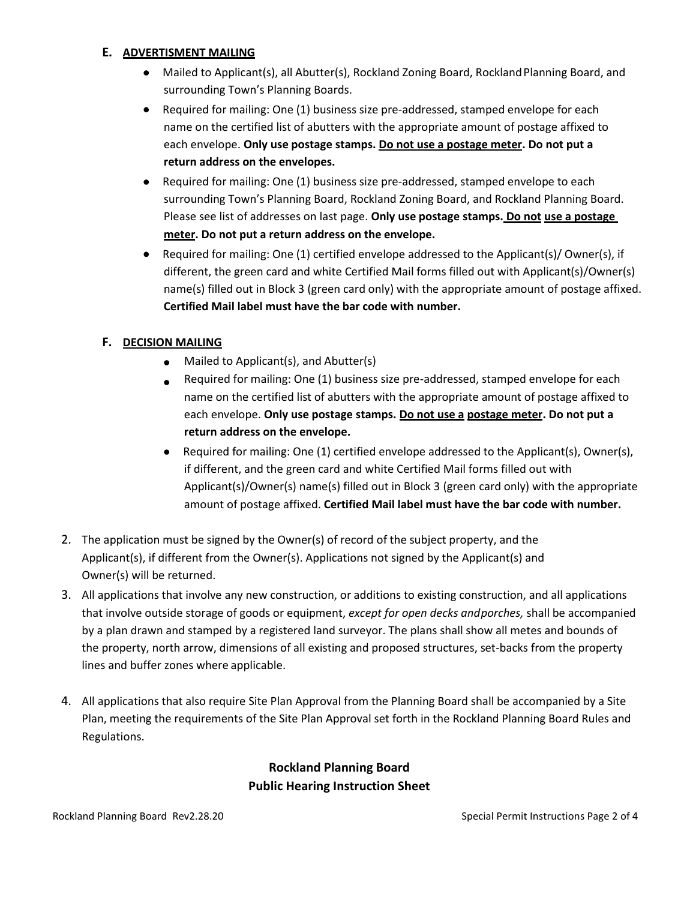**E. ADVERTISMENT MAILING**

- Mailed to Applicant(s), all Abutter(s), Rockland Zoning Board, Rockland Planning Board, and surrounding Town's Planning Boards.
- Required for mailing: One (1) business size pre-addressed, stamped envelope for each name on the certified list of abutters with the appropriate amount of postage affixed to each envelope. **Only use postage stamps. Do not use a postage meter. Do not put a return address on the envelopes.**
- Required for mailing: One (1) business size pre-addressed, stamped envelope to each surrounding Town's Planning Board, Rockland Zoning Board, and Rockland Planning Board. Please see list of addresses on last page. **Only use postage stamps. Do not use a postage meter. Do not put a return address on the envelope.**
- Required for mailing: One (1) certified envelope addressed to the Applicant(s)/ Owner(s), if different, the green card and white Certified Mail forms filled out with Applicant(s)/Owner(s) name(s) filled out in Block 3 (green card only) with the appropriate amount of postage affixed. **Certified Mail label must have the bar code with number.**

**F. DECISION MAILING**

- Mailed to Applicant(s), and Abutter(s)
- Required for mailing: One (1) business size pre-addressed, stamped envelope for each name on the certified list of abutters with the appropriate amount of postage affixed to each envelope. **Only use postage stamps. Do not use a postage meter. Do not put a return address on the envelope.**
- Required for mailing: One (1) certified envelope addressed to the Applicant(s), Owner(s), if different, and the green card and white Certified Mail forms filled out with Applicant(s)/Owner(s) name(s) filled out in Block 3 (green card only) with the appropriate amount of postage affixed. **Certified Mail label must have the bar code with number.**

2. The application must be signed by the Owner(s) of record of the subject property, and the Applicant(s), if different from the Owner(s). Applications not signed by the Applicant(s) and Owner(s) will be returned.
3. All applications that involve any new construction, or additions to existing construction, and all applications that involve outside storage of goods or equipment, *except for open decks and porches,* shall be accompanied by a plan drawn and stamped by a registered land surveyor. The plans shall show all metes and bounds of the property, north arrow, dimensions of all existing and proposed structures, set-backs from the property lines and buffer zones where applicable.
4. All applications that also require Site Plan Approval from the Planning Board shall be accompanied by a Site Plan, meeting the requirements of the Site Plan Approval set forth in the Rockland Planning Board Rules and Regulations.

**Rockland Planning Board**
**Public Hearing Instruction Sheet**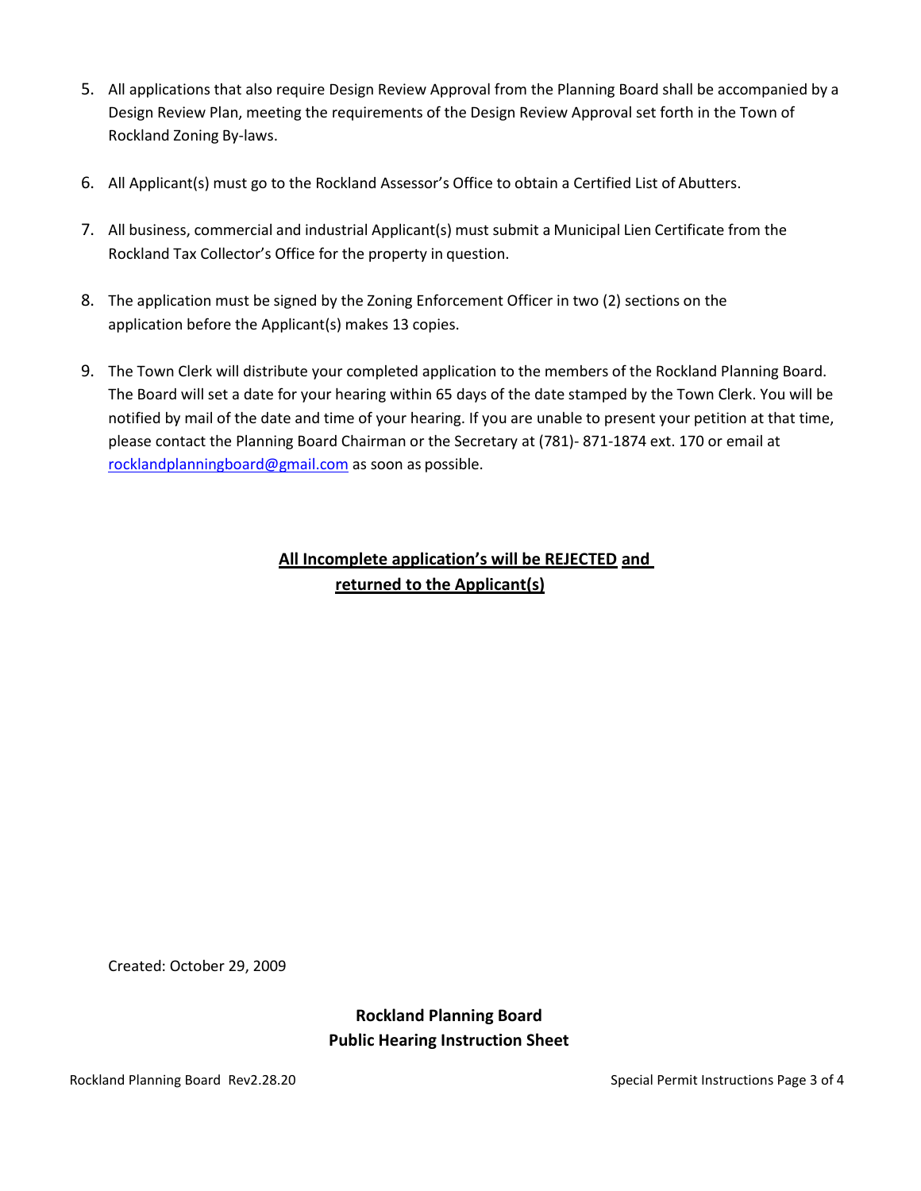5. All applications that also require Design Review Approval from the Planning Board shall be accompanied by a Design Review Plan, meeting the requirements of the Design Review Approval set forth in the Town of Rockland Zoning By-laws.

6. All Applicant(s) must go to the Rockland Assessor's Office to obtain a Certified List of Abutters.

7. All business, commercial and industrial Applicant(s) must submit a Municipal Lien Certificate from the Rockland Tax Collector's Office for the property in question.

8. The application must be signed by the Zoning Enforcement Officer in two (2) sections on the application before the Applicant(s) makes 13 copies.

9. The Town Clerk will distribute your completed application to the members of the Rockland Planning Board. The Board will set a date for your hearing within 65 days of the date stamped by the Town Clerk. You will be notified by mail of the date and time of your hearing. If you are unable to present your petition at that time, please contact the Planning Board Chairman or the Secretary at (781)- 871-1874 ext. 170 or email at rocklandplanningboard@gmail.com as soon as possible.

**All Incomplete application's will be REJECTED and returned to the Applicant(s)**

Created: October 29, 2009

**Rockland Planning Board**
**Public Hearing Instruction Sheet**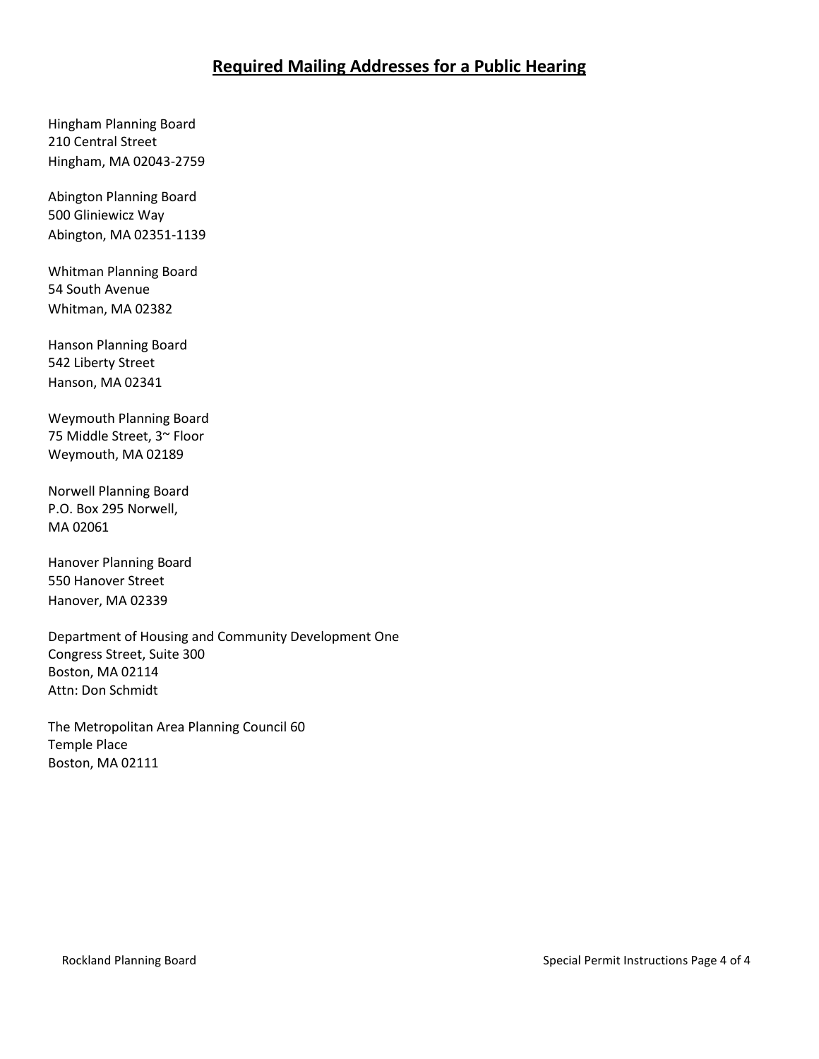## Required Mailing Addresses for a Public Hearing

Hingham Planning Board
210 Central Street
Hingham, MA 02043-2759

Abington Planning Board
500 Gliniewicz Way
Abington, MA 02351-1139

Whitman Planning Board
54 South Avenue
Whitman, MA 02382

Hanson Planning Board
542 Liberty Street
Hanson, MA 02341

Weymouth Planning Board
75 Middle Street, 3~ Floor
Weymouth, MA 02189

Norwell Planning Board
P.O. Box 295 Norwell,
MA 02061

Hanover Planning Board
550 Hanover Street
Hanover, MA 02339

Department of Housing and Community Development One
Congress Street, Suite 300
Boston, MA 02114
Attn: Don Schmidt

The Metropolitan Area Planning Council 60
Temple Place
Boston, MA 02111